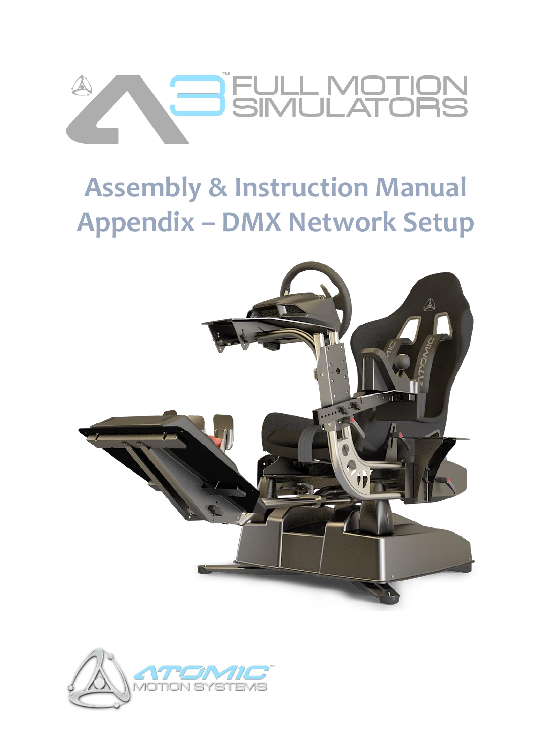A3™ FULL MOTION SIMULATORS

# Assembly & Instruction Manual
# Appendix – DMX Network Setup

ATOMIC™ MOTION SYSTEMS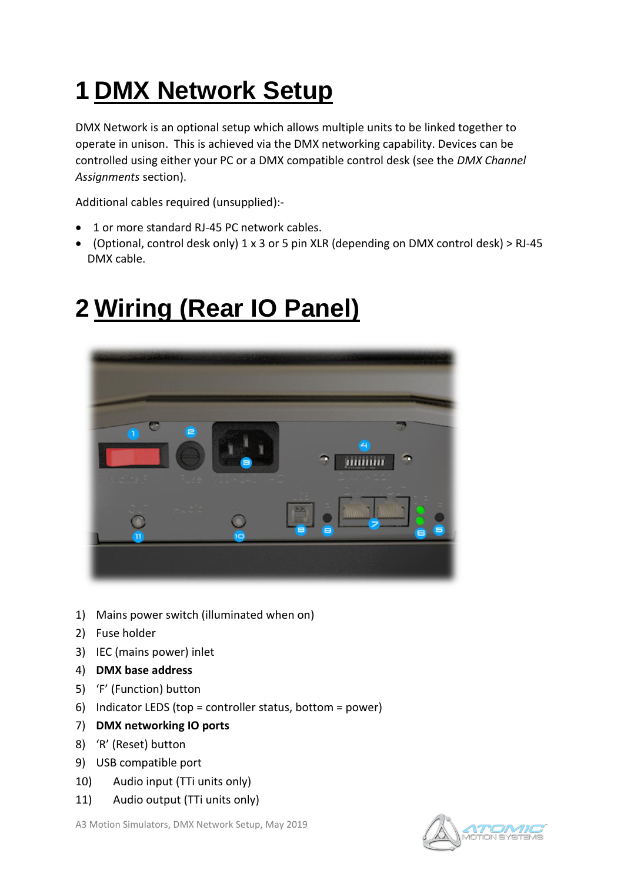# 1 DMX Network Setup

DMX Network is an optional setup which allows multiple units to be linked together to operate in unison. This is achieved via the DMX networking capability. Devices can be controlled using either your PC or a DMX compatible control desk (see the *DMX Channel Assignments* section).

Additional cables required (unsupplied):-

- 1 or more standard RJ-45 PC network cables.
- (Optional, control desk only) 1 x 3 or 5 pin XLR (depending on DMX control desk) > RJ-45 DMX cable.

# 2 Wiring (Rear IO Panel)

1) Mains power switch (illuminated when on)
2) Fuse holder
3) IEC (mains power) inlet
4) **DMX base address**
5) 'F' (Function) button
6) Indicator LEDS (top = controller status, bottom = power)
7) **DMX networking IO ports**
8) 'R' (Reset) button
9) USB compatible port
10) Audio input (TTi units only)
11) Audio output (TTi units only)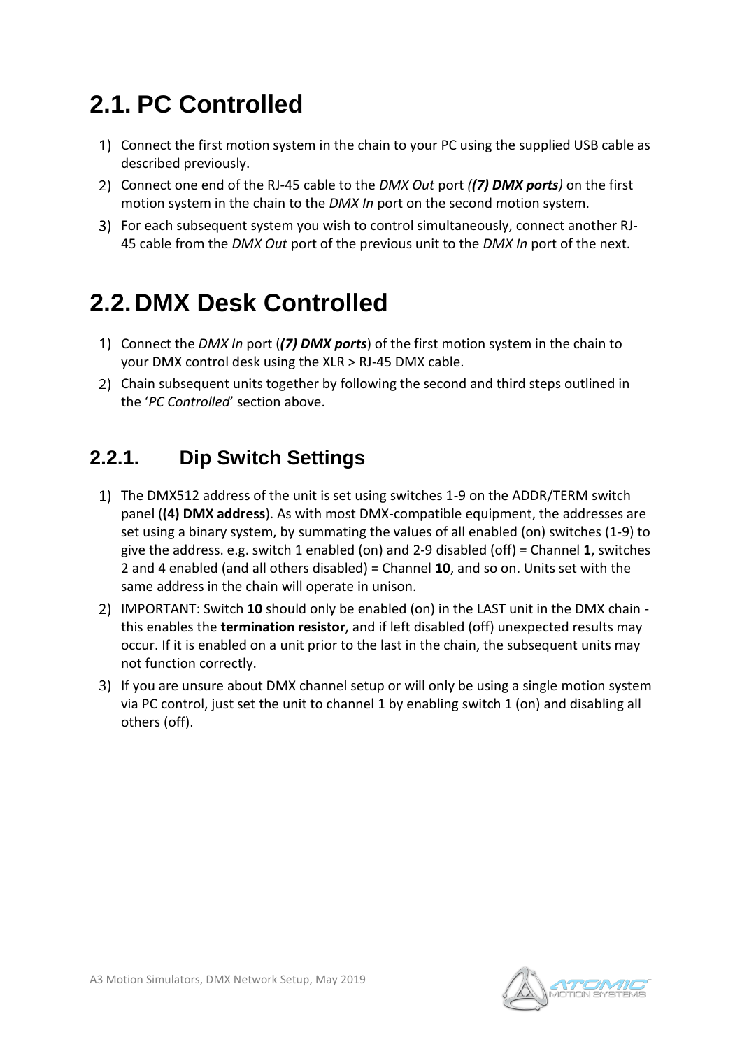## 2.1. PC Controlled

1) Connect the first motion system in the chain to your PC using the supplied USB cable as described previously.
2) Connect one end of the RJ-45 cable to the *DMX Out* port ***((7) DMX ports)*** on the first motion system in the chain to the *DMX In* port on the second motion system.
3) For each subsequent system you wish to control simultaneously, connect another RJ-45 cable from the *DMX Out* port of the previous unit to the *DMX In* port of the next.

## 2.2. DMX Desk Controlled

1) Connect the *DMX In* port (***(7) DMX ports***) of the first motion system in the chain to your DMX control desk using the XLR > RJ-45 DMX cable.
2) Chain subsequent units together by following the second and third steps outlined in the '*PC Controlled*' section above.

### 2.2.1. Dip Switch Settings

1) The DMX512 address of the unit is set using switches 1-9 on the ADDR/TERM switch panel (**(4) DMX address**). As with most DMX-compatible equipment, the addresses are set using a binary system, by summating the values of all enabled (on) switches (1-9) to give the address. e.g. switch 1 enabled (on) and 2-9 disabled (off) = Channel **1**, switches 2 and 4 enabled (and all others disabled) = Channel **10**, and so on. Units set with the same address in the chain will operate in unison.
2) IMPORTANT: Switch **10** should only be enabled (on) in the LAST unit in the DMX chain - this enables the **termination resistor**, and if left disabled (off) unexpected results may occur. If it is enabled on a unit prior to the last in the chain, the subsequent units may not function correctly.
3) If you are unsure about DMX channel setup or will only be using a single motion system via PC control, just set the unit to channel 1 by enabling switch 1 (on) and disabling all others (off).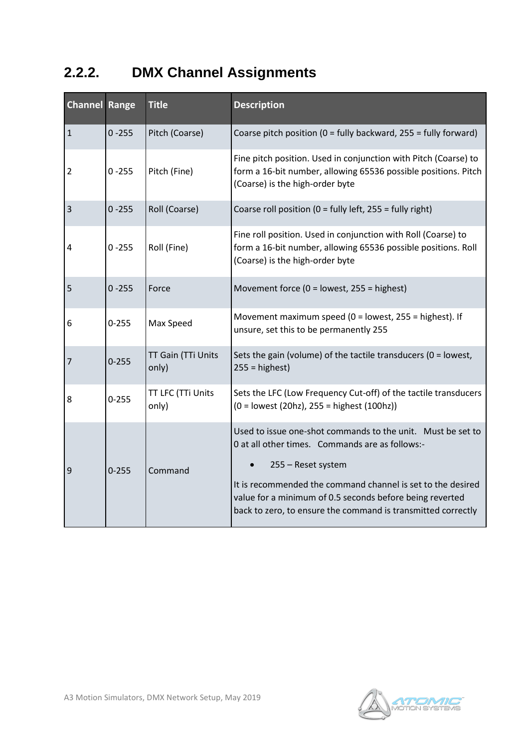## 2.2.2. DMX Channel Assignments

| Channel | Range | Title | Description |
|---|---|---|---|
| 1 | 0 -255 | Pitch (Coarse) | Coarse pitch position (0 = fully backward, 255 = fully forward) |
| 2 | 0 -255 | Pitch (Fine) | Fine pitch position. Used in conjunction with Pitch (Coarse) to form a 16-bit number, allowing 65536 possible positions. Pitch (Coarse) is the high-order byte |
| 3 | 0 -255 | Roll (Coarse) | Coarse roll position (0 = fully left, 255 = fully right) |
| 4 | 0 -255 | Roll (Fine) | Fine roll position. Used in conjunction with Roll (Coarse) to form a 16-bit number, allowing 65536 possible positions. Roll (Coarse) is the high-order byte |
| 5 | 0 -255 | Force | Movement force (0 = lowest, 255 = highest) |
| 6 | 0-255 | Max Speed | Movement maximum speed (0 = lowest, 255 = highest). If unsure, set this to be permanently 255 |
| 7 | 0-255 | TT Gain (TTi Units only) | Sets the gain (volume) of the tactile transducers (0 = lowest, 255 = highest) |
| 8 | 0-255 | TT LFC (TTi Units only) | Sets the LFC (Low Frequency Cut-off) of the tactile transducers (0 = lowest (20hz), 255 = highest (100hz)) |
| 9 | 0-255 | Command | Used to issue one-shot commands to the unit. Must be set to 0 at all other times. Commands are as follows:- <br>• 255 – Reset system <br>It is recommended the command channel is set to the desired value for a minimum of 0.5 seconds before being reverted back to zero, to ensure the command is transmitted correctly |